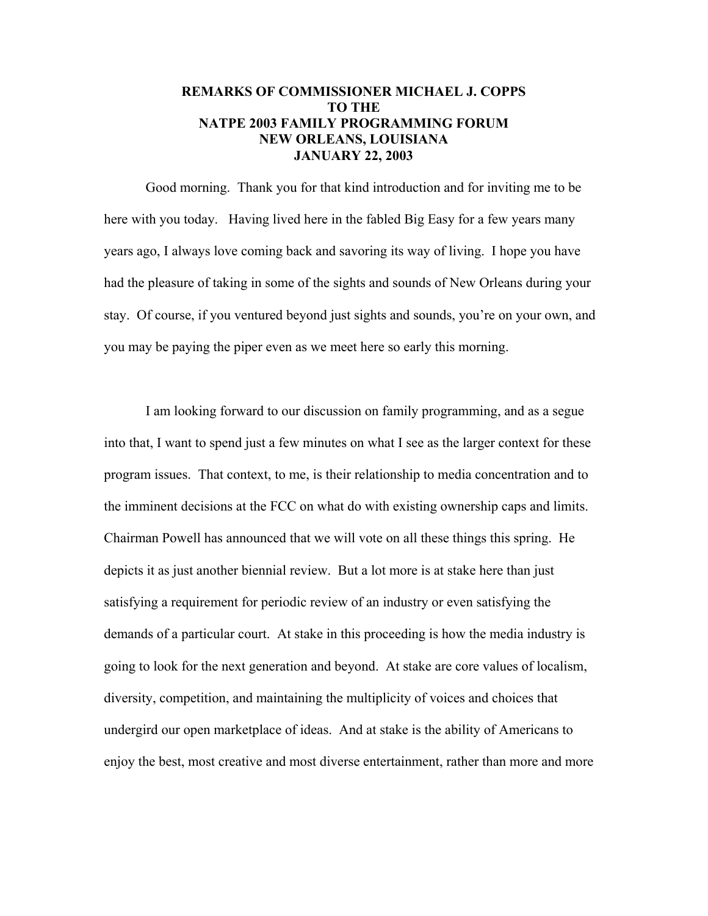**REMARKS OF COMMISSIONER MICHAEL J. COPPS**
**TO THE**
**NATPE 2003 FAMILY PROGRAMMING FORUM**
**NEW ORLEANS, LOUISIANA**
**JANUARY 22, 2003**

Good morning. Thank you for that kind introduction and for inviting me to be here with you today. Having lived here in the fabled Big Easy for a few years many years ago, I always love coming back and savoring its way of living. I hope you have had the pleasure of taking in some of the sights and sounds of New Orleans during your stay. Of course, if you ventured beyond just sights and sounds, you're on your own, and you may be paying the piper even as we meet here so early this morning.

I am looking forward to our discussion on family programming, and as a segue into that, I want to spend just a few minutes on what I see as the larger context for these program issues. That context, to me, is their relationship to media concentration and to the imminent decisions at the FCC on what do with existing ownership caps and limits. Chairman Powell has announced that we will vote on all these things this spring. He depicts it as just another biennial review. But a lot more is at stake here than just satisfying a requirement for periodic review of an industry or even satisfying the demands of a particular court. At stake in this proceeding is how the media industry is going to look for the next generation and beyond. At stake are core values of localism, diversity, competition, and maintaining the multiplicity of voices and choices that undergird our open marketplace of ideas. And at stake is the ability of Americans to enjoy the best, most creative and most diverse entertainment, rather than more and more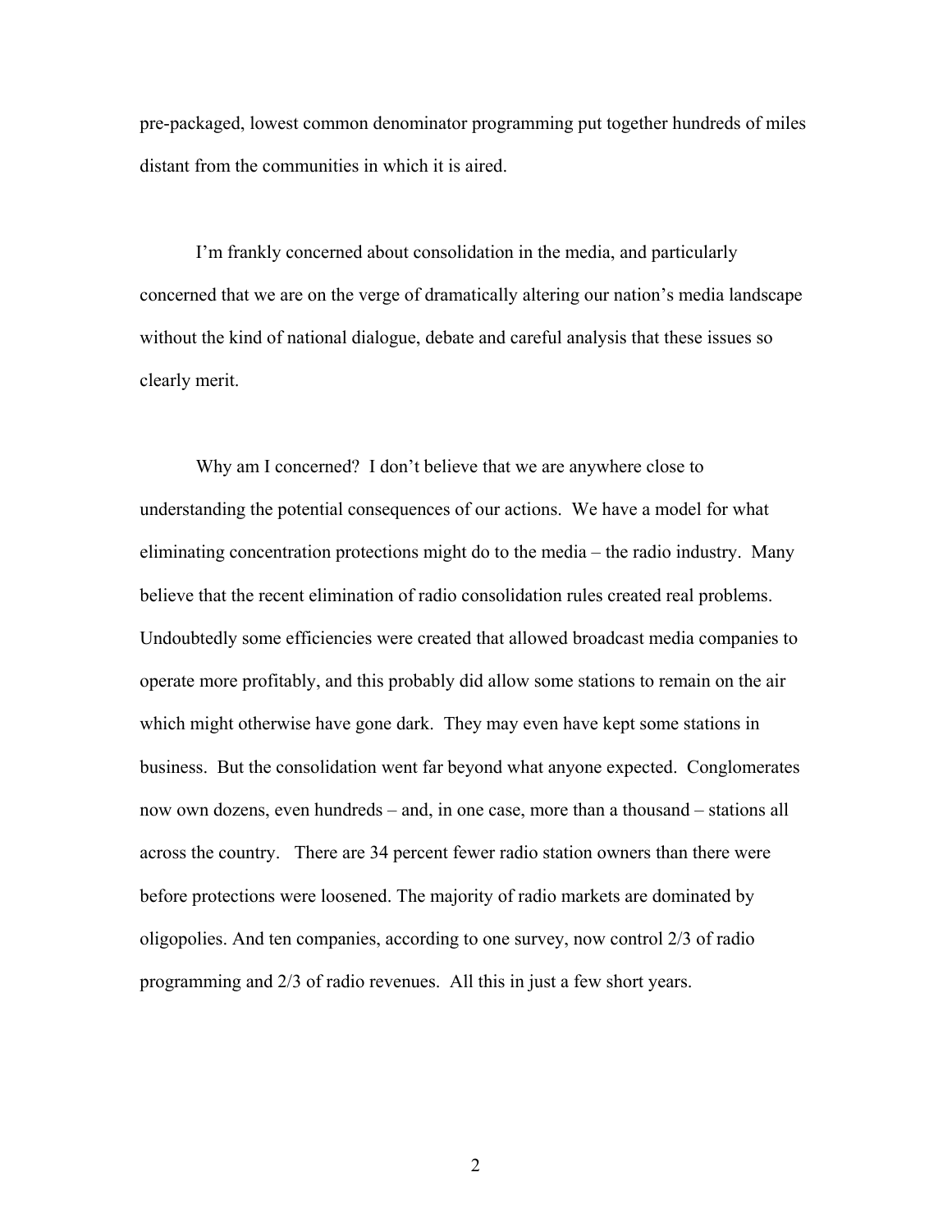pre-packaged, lowest common denominator programming put together hundreds of miles distant from the communities in which it is aired.

I'm frankly concerned about consolidation in the media, and particularly concerned that we are on the verge of dramatically altering our nation's media landscape without the kind of national dialogue, debate and careful analysis that these issues so clearly merit.

Why am I concerned? I don't believe that we are anywhere close to understanding the potential consequences of our actions. We have a model for what eliminating concentration protections might do to the media – the radio industry. Many believe that the recent elimination of radio consolidation rules created real problems. Undoubtedly some efficiencies were created that allowed broadcast media companies to operate more profitably, and this probably did allow some stations to remain on the air which might otherwise have gone dark. They may even have kept some stations in business. But the consolidation went far beyond what anyone expected. Conglomerates now own dozens, even hundreds – and, in one case, more than a thousand – stations all across the country. There are 34 percent fewer radio station owners than there were before protections were loosened. The majority of radio markets are dominated by oligopolies. And ten companies, according to one survey, now control 2/3 of radio programming and 2/3 of radio revenues. All this in just a few short years.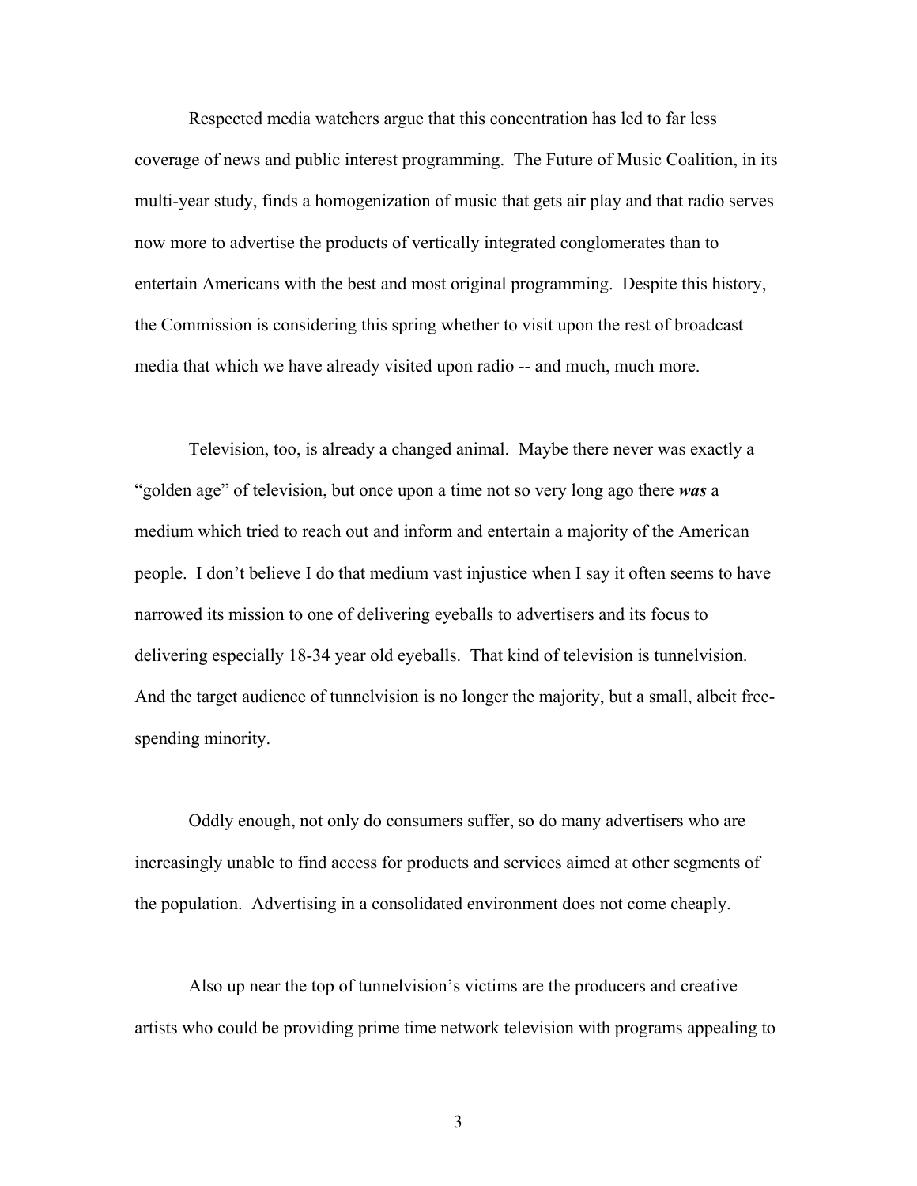Respected media watchers argue that this concentration has led to far less coverage of news and public interest programming. The Future of Music Coalition, in its multi-year study, finds a homogenization of music that gets air play and that radio serves now more to advertise the products of vertically integrated conglomerates than to entertain Americans with the best and most original programming. Despite this history, the Commission is considering this spring whether to visit upon the rest of broadcast media that which we have already visited upon radio -- and much, much more.

Television, too, is already a changed animal. Maybe there never was exactly a "golden age" of television, but once upon a time not so very long ago there ***was*** a medium which tried to reach out and inform and entertain a majority of the American people. I don't believe I do that medium vast injustice when I say it often seems to have narrowed its mission to one of delivering eyeballs to advertisers and its focus to delivering especially 18-34 year old eyeballs. That kind of television is tunnelvision. And the target audience of tunnelvision is no longer the majority, but a small, albeit free-spending minority.

Oddly enough, not only do consumers suffer, so do many advertisers who are increasingly unable to find access for products and services aimed at other segments of the population. Advertising in a consolidated environment does not come cheaply.

Also up near the top of tunnelvision's victims are the producers and creative artists who could be providing prime time network television with programs appealing to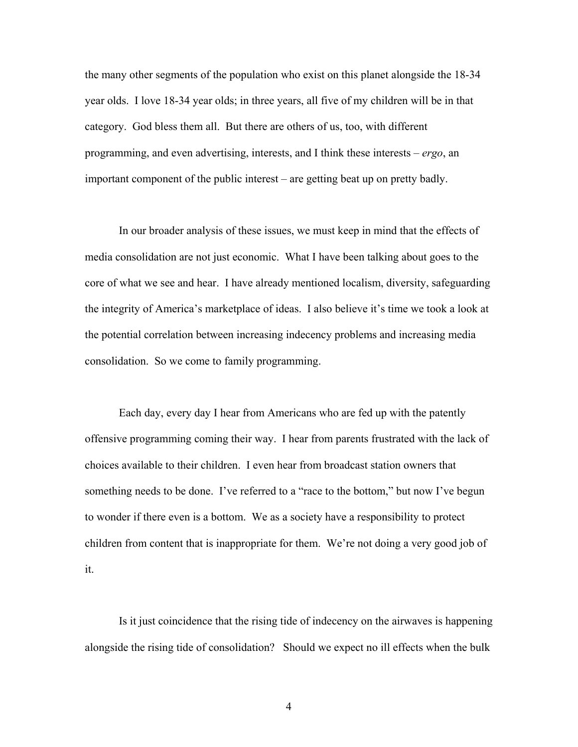the many other segments of the population who exist on this planet alongside the 18-34 year olds. I love 18-34 year olds; in three years, all five of my children will be in that category. God bless them all. But there are others of us, too, with different programming, and even advertising, interests, and I think these interests – *ergo*, an important component of the public interest – are getting beat up on pretty badly.

In our broader analysis of these issues, we must keep in mind that the effects of media consolidation are not just economic. What I have been talking about goes to the core of what we see and hear. I have already mentioned localism, diversity, safeguarding the integrity of America's marketplace of ideas. I also believe it's time we took a look at the potential correlation between increasing indecency problems and increasing media consolidation. So we come to family programming.

Each day, every day I hear from Americans who are fed up with the patently offensive programming coming their way. I hear from parents frustrated with the lack of choices available to their children. I even hear from broadcast station owners that something needs to be done. I've referred to a "race to the bottom," but now I've begun to wonder if there even is a bottom. We as a society have a responsibility to protect children from content that is inappropriate for them. We're not doing a very good job of it.

Is it just coincidence that the rising tide of indecency on the airwaves is happening alongside the rising tide of consolidation? Should we expect no ill effects when the bulk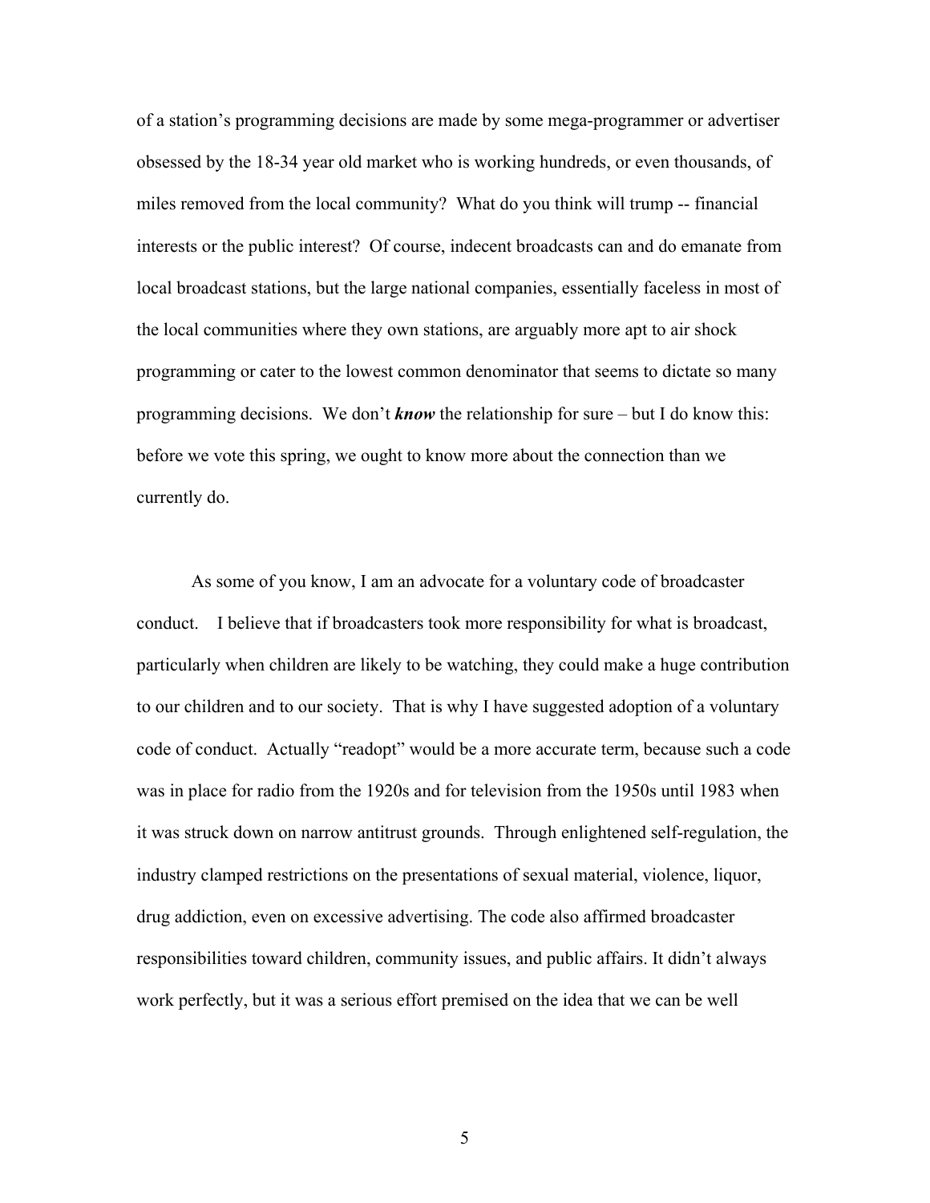of a station's programming decisions are made by some mega-programmer or advertiser obsessed by the 18-34 year old market who is working hundreds, or even thousands, of miles removed from the local community? What do you think will trump -- financial interests or the public interest? Of course, indecent broadcasts can and do emanate from local broadcast stations, but the large national companies, essentially faceless in most of the local communities where they own stations, are arguably more apt to air shock programming or cater to the lowest common denominator that seems to dictate so many programming decisions. We don't ***know*** the relationship for sure – but I do know this: before we vote this spring, we ought to know more about the connection than we currently do.

As some of you know, I am an advocate for a voluntary code of broadcaster conduct. I believe that if broadcasters took more responsibility for what is broadcast, particularly when children are likely to be watching, they could make a huge contribution to our children and to our society. That is why I have suggested adoption of a voluntary code of conduct. Actually "readopt" would be a more accurate term, because such a code was in place for radio from the 1920s and for television from the 1950s until 1983 when it was struck down on narrow antitrust grounds. Through enlightened self-regulation, the industry clamped restrictions on the presentations of sexual material, violence, liquor, drug addiction, even on excessive advertising. The code also affirmed broadcaster responsibilities toward children, community issues, and public affairs. It didn't always work perfectly, but it was a serious effort premised on the idea that we can be well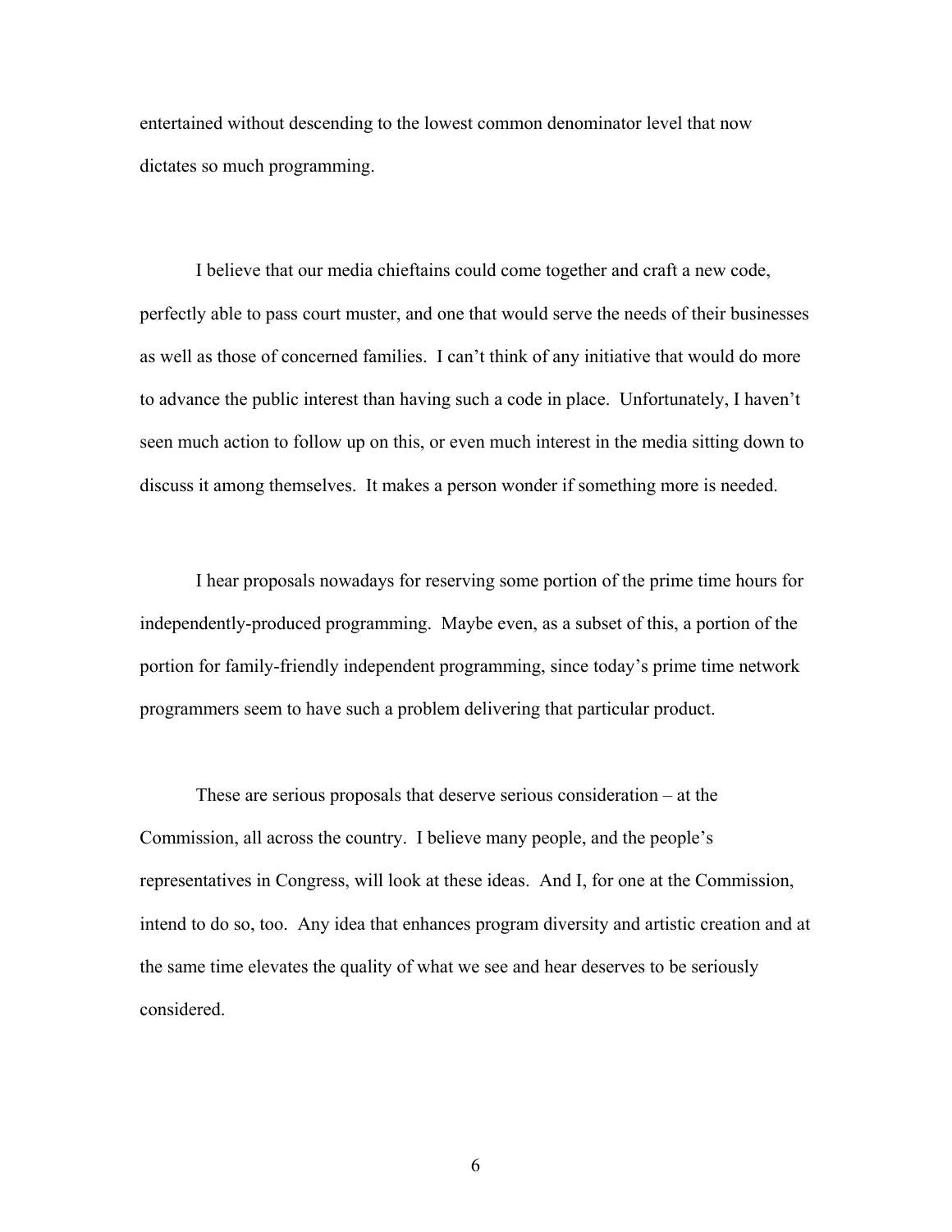entertained without descending to the lowest common denominator level that now dictates so much programming.

I believe that our media chieftains could come together and craft a new code, perfectly able to pass court muster, and one that would serve the needs of their businesses as well as those of concerned families. I can't think of any initiative that would do more to advance the public interest than having such a code in place. Unfortunately, I haven't seen much action to follow up on this, or even much interest in the media sitting down to discuss it among themselves. It makes a person wonder if something more is needed.

I hear proposals nowadays for reserving some portion of the prime time hours for independently-produced programming. Maybe even, as a subset of this, a portion of the portion for family-friendly independent programming, since today's prime time network programmers seem to have such a problem delivering that particular product.

These are serious proposals that deserve serious consideration – at the Commission, all across the country. I believe many people, and the people's representatives in Congress, will look at these ideas. And I, for one at the Commission, intend to do so, too. Any idea that enhances program diversity and artistic creation and at the same time elevates the quality of what we see and hear deserves to be seriously considered.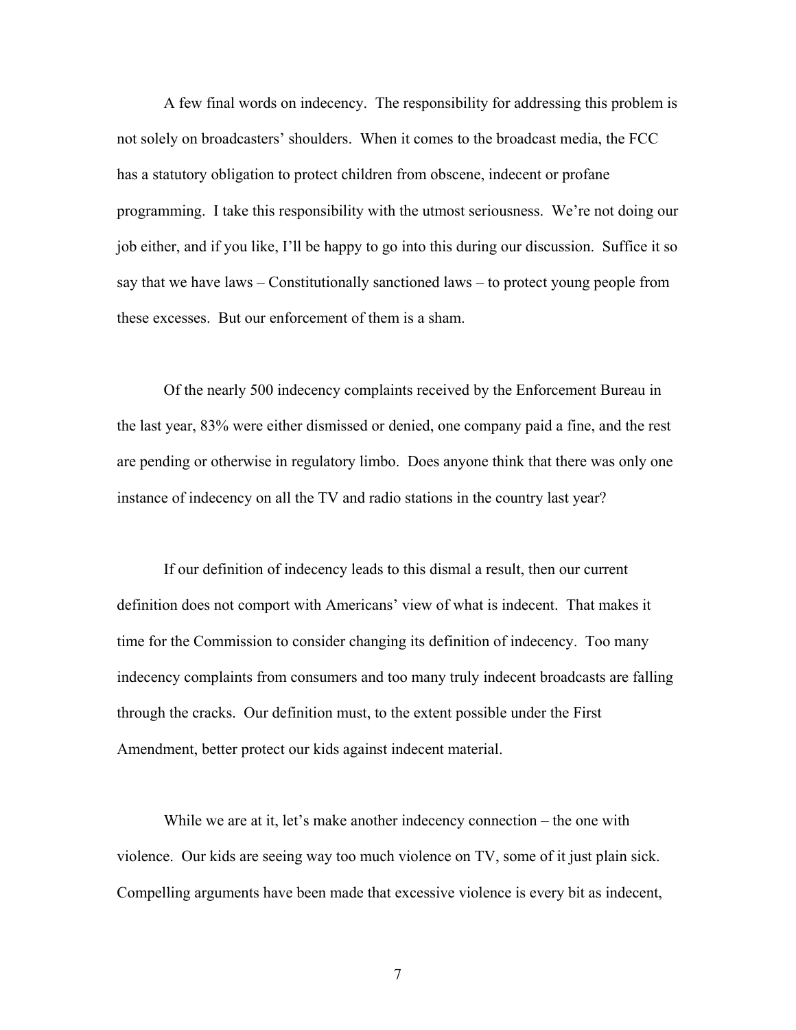A few final words on indecency. The responsibility for addressing this problem is not solely on broadcasters' shoulders. When it comes to the broadcast media, the FCC has a statutory obligation to protect children from obscene, indecent or profane programming. I take this responsibility with the utmost seriousness. We're not doing our job either, and if you like, I'll be happy to go into this during our discussion. Suffice it so say that we have laws – Constitutionally sanctioned laws – to protect young people from these excesses. But our enforcement of them is a sham.

Of the nearly 500 indecency complaints received by the Enforcement Bureau in the last year, 83% were either dismissed or denied, one company paid a fine, and the rest are pending or otherwise in regulatory limbo. Does anyone think that there was only one instance of indecency on all the TV and radio stations in the country last year?

If our definition of indecency leads to this dismal a result, then our current definition does not comport with Americans' view of what is indecent. That makes it time for the Commission to consider changing its definition of indecency. Too many indecency complaints from consumers and too many truly indecent broadcasts are falling through the cracks. Our definition must, to the extent possible under the First Amendment, better protect our kids against indecent material.

While we are at it, let's make another indecency connection – the one with violence. Our kids are seeing way too much violence on TV, some of it just plain sick. Compelling arguments have been made that excessive violence is every bit as indecent,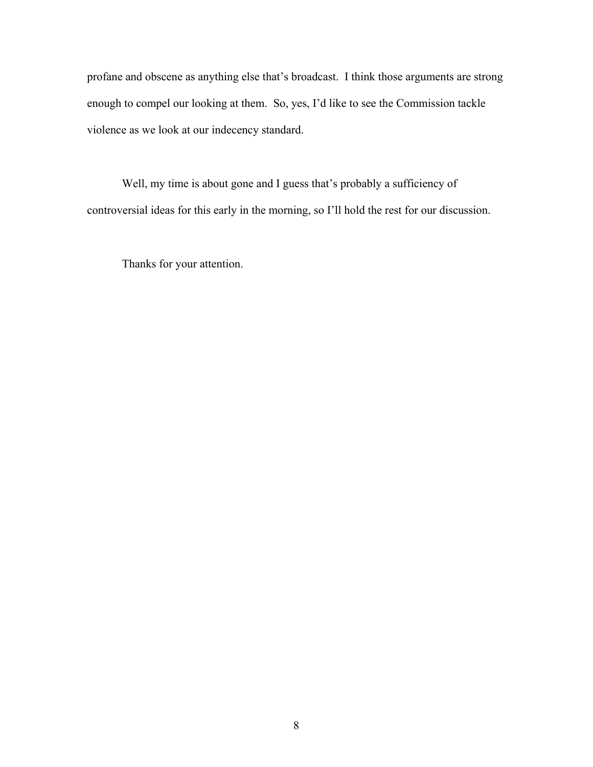profane and obscene as anything else that's broadcast. I think those arguments are strong enough to compel our looking at them. So, yes, I'd like to see the Commission tackle violence as we look at our indecency standard.

Well, my time is about gone and I guess that's probably a sufficiency of controversial ideas for this early in the morning, so I'll hold the rest for our discussion.

Thanks for your attention.